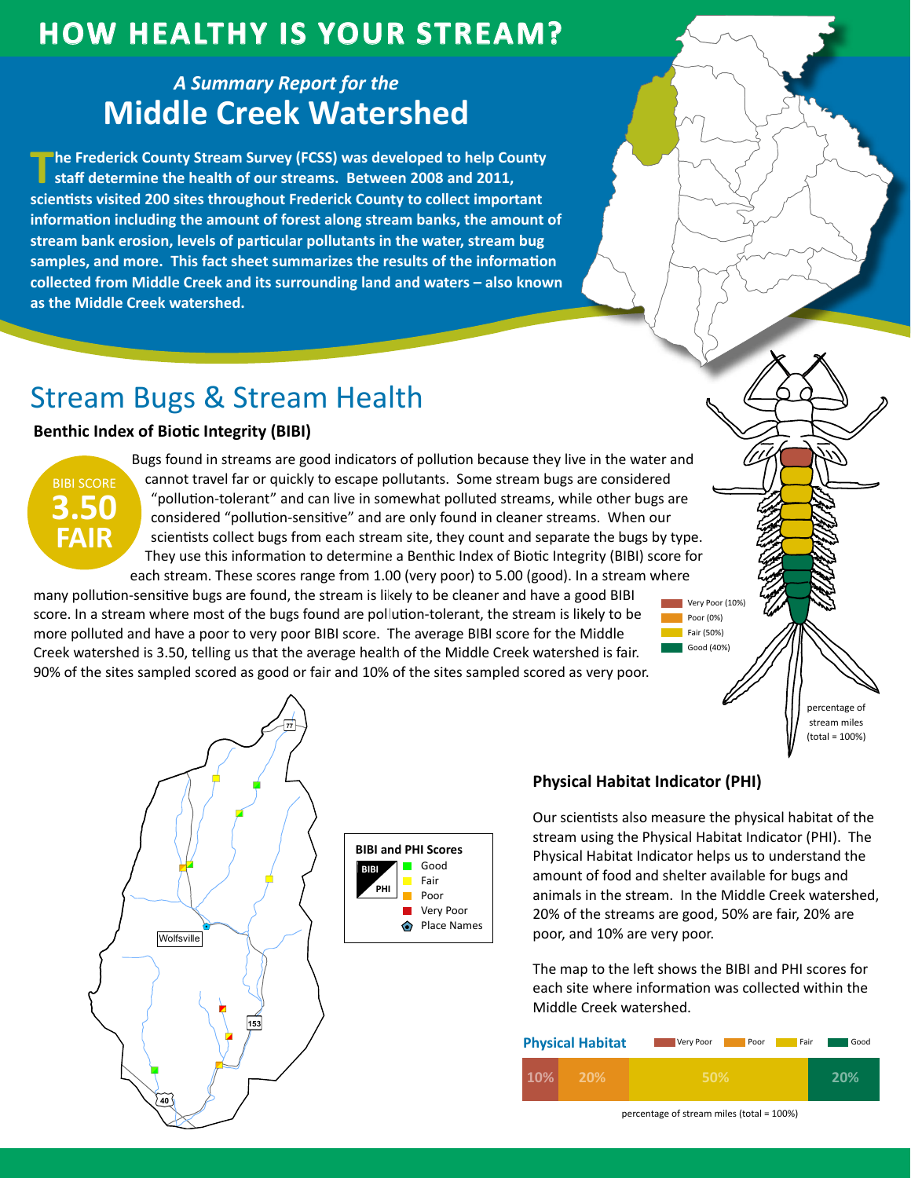# HOW HEALTHY IS YOUR STREAM?

*A Summary Report for the*

## Middle Creek Watershed

**The Frederick County Stream Survey (FCSS) was developed to help County staff determine the health of our streams. Between 2008 and 2011, scientists visited 200 sites throughout Frederick County to collect important information including the amount of forest along stream banks, the amount of stream bank erosion, levels of particular pollutants in the water, stream bug samples, and more. This fact sheet summarizes the results of the information collected from Middle Creek and its surrounding land and waters – also known as the Middle Creek watershed.**

## Stream Bugs & Stream Health

### Benthic Index of Biotic Integrity (BIBI)

BIBI SCORE **3.50 FAIR**

Bugs found in streams are good indicators of pollution because they live in the water and cannot travel far or quickly to escape pollutants. Some stream bugs are considered "pollution-tolerant" and can live in somewhat polluted streams, while other bugs are considered "pollution-sensitive" and are only found in cleaner streams. When our scientists collect bugs from each stream site, they count and separate the bugs by type. They use this information to determine a Benthic Index of Biotic Integrity (BIBI) score for each stream. These scores range from 1.00 (very poor) to 5.00 (good). In a stream where many pollution-sensitive bugs are found, the stream is likely to be cleaner and have a good BIBI score. In a stream where most of the bugs found are pollution-tolerant, the stream is likely to be more polluted and have a poor to very poor BIBI score. The average BIBI score for the Middle Creek watershed is 3.50, telling us that the average health of the Middle Creek watershed is fair. 90% of the sites sampled scored as good or fair and 10% of the sites sampled scored as very poor.

- Very Poor (10%)
- Poor (0%)
- Fair (50%)
- Good (40%)

percentage of stream miles (total = 100%)

**BIBI and PHI Scores**

- Good
- Fair
- Poor
- Very Poor
- Place Names

Wolfsville

### Physical Habitat Indicator (PHI)

Our scientists also measure the physical habitat of the stream using the Physical Habitat Indicator (PHI). The Physical Habitat Indicator helps us to understand the amount of food and shelter available for bugs and animals in the stream. In the Middle Creek watershed, 20% of the streams are good, 50% are fair, 20% are poor, and 10% are very poor.

The map to the left shows the BIBI and PHI scores for each site where information was collected within the Middle Creek watershed.

**Physical Habitat**

| Very Poor | Poor | Fair | Good |
|---|---|---|---|
| 10% | 20% | 50% | 20% |

percentage of stream miles (total = 100%)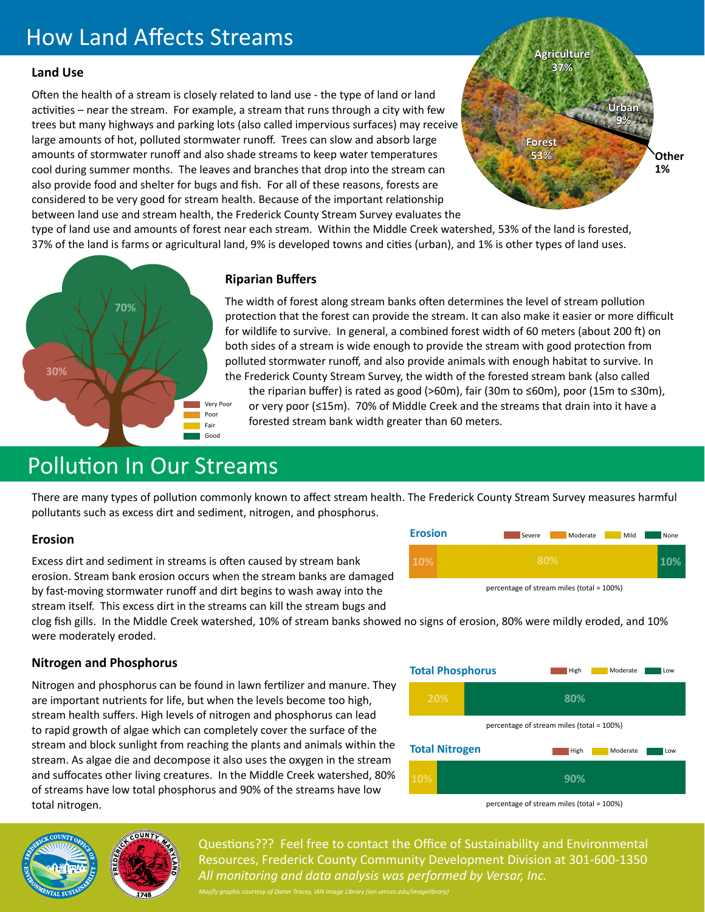# How Land Affects Streams

### Land Use

Often the health of a stream is closely related to land use - the type of land or land activities – near the stream. For example, a stream that runs through a city with few trees but many highways and parking lots (also called impervious surfaces) may receive large amounts of hot, polluted stormwater runoff. Trees can slow and absorb large amounts of stormwater runoff and also shade streams to keep water temperatures cool during summer months. The leaves and branches that drop into the stream can also provide food and shelter for bugs and fish. For all of these reasons, forests are considered to be very good for stream health. Because of the important relationship between land use and stream health, the Frederick County Stream Survey evaluates the type of land use and amounts of forest near each stream. Within the Middle Creek watershed, 53% of the land is forested, 37% of the land is farms or agricultural land, 9% is developed towns and cities (urban), and 1% is other types of land uses.

Agriculture 37%
Urban 9%
Forest 53%
Other 1%

70%
30%
Very Poor
Poor
Fair
Good

### Riparian Buffers

The width of forest along stream banks often determines the level of stream pollution protection that the forest can provide the stream. It can also make it easier or more difficult for wildlife to survive. In general, a combined forest width of 60 meters (about 200 ft) on both sides of a stream is wide enough to provide the stream with good protection from polluted stormwater runoff, and also provide animals with enough habitat to survive. In the Frederick County Stream Survey, the width of the forested stream bank (also called the riparian buffer) is rated as good (>60m), fair (30m to ≤60m), poor (15m to ≤30m), or very poor (≤15m). 70% of Middle Creek and the streams that drain into it have a forested stream bank width greater than 60 meters.

# Pollution In Our Streams

There are many types of pollution commonly known to affect stream health. The Frederick County Stream Survey measures harmful pollutants such as excess dirt and sediment, nitrogen, and phosphorus.

### Erosion

Erosion
Severe
Moderate
Mild
None
10%
80%
10%
percentage of stream miles (total = 100%)

Excess dirt and sediment in streams is often caused by stream bank erosion. Stream bank erosion occurs when the stream banks are damaged by fast-moving stormwater runoff and dirt begins to wash away into the stream itself. This excess dirt in the streams can kill the stream bugs and clog fish gills. In the Middle Creek watershed, 10% of stream banks showed no signs of erosion, 80% were mildly eroded, and 10% were moderately eroded.

### Nitrogen and Phosphorus

Nitrogen and phosphorus can be found in lawn fertilizer and manure. They are important nutrients for life, but when the levels become too high, stream health suffers. High levels of nitrogen and phosphorus can lead to rapid growth of algae which can completely cover the surface of the stream and block sunlight from reaching the plants and animals within the stream. As algae die and decompose it also uses the oxygen in the stream and suffocates other living creatures. In the Middle Creek watershed, 80% of streams have low total phosphorus and 90% of the streams have low total nitrogen.

Total Phosphorus
High
Moderate
Low
20%
80%
percentage of stream miles (total = 100%)

Total Nitrogen
High
Moderate
Low
10%
90%
percentage of stream miles (total = 100%)

Questions??? Feel free to contact the Office of Sustainability and Environmental Resources, Frederick County Community Development Division at 301-600-1350

*All monitoring and data analysis was performed by Versar, Inc.*

*Mayfly graphic courtesy of Dieter Tracey, IAN Image Library (ian.umces.edu/imagelibrary)*